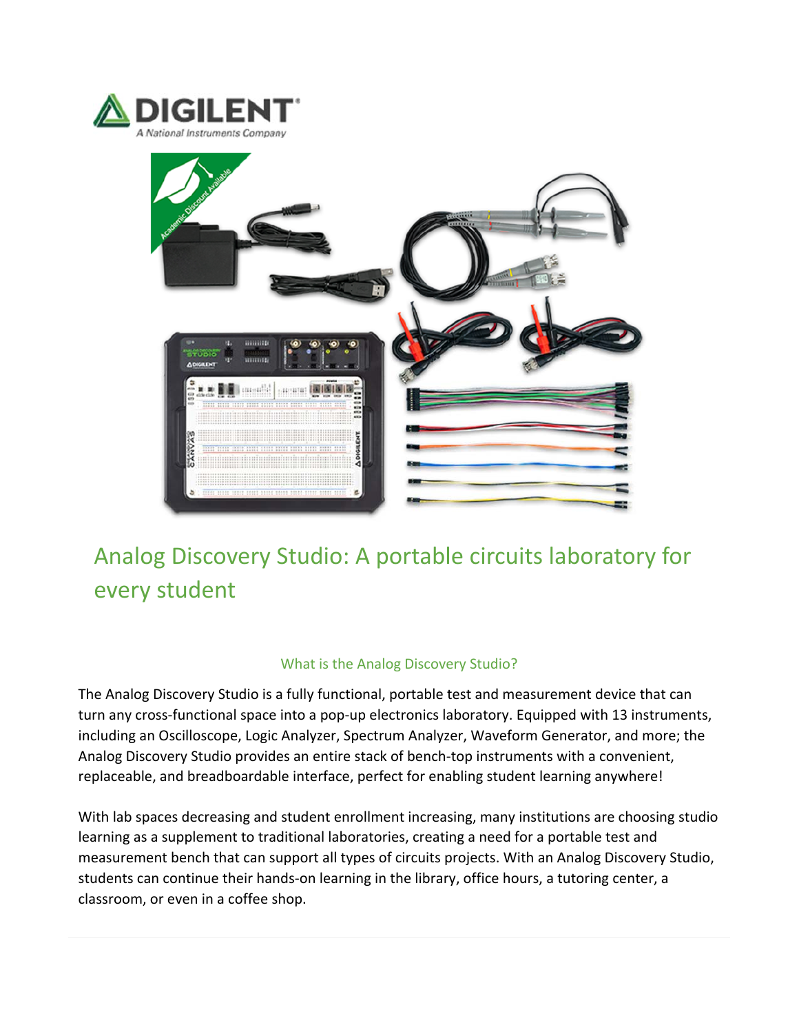# Analog Discovery Studio: A portable circuits laboratory for every student

### What is the Analog Discovery Studio?

The Analog Discovery Studio is a fully functional, portable test and measurement device that can turn any cross-functional space into a pop-up electronics laboratory. Equipped with 13 instruments, including an Oscilloscope, Logic Analyzer, Spectrum Analyzer, Waveform Generator, and more; the Analog Discovery Studio provides an entire stack of bench-top instruments with a convenient, replaceable, and breadboardable interface, perfect for enabling student learning anywhere!

With lab spaces decreasing and student enrollment increasing, many institutions are choosing studio learning as a supplement to traditional laboratories, creating a need for a portable test and measurement bench that can support all types of circuits projects. With an Analog Discovery Studio, students can continue their hands-on learning in the library, office hours, a tutoring center, a classroom, or even in a coffee shop.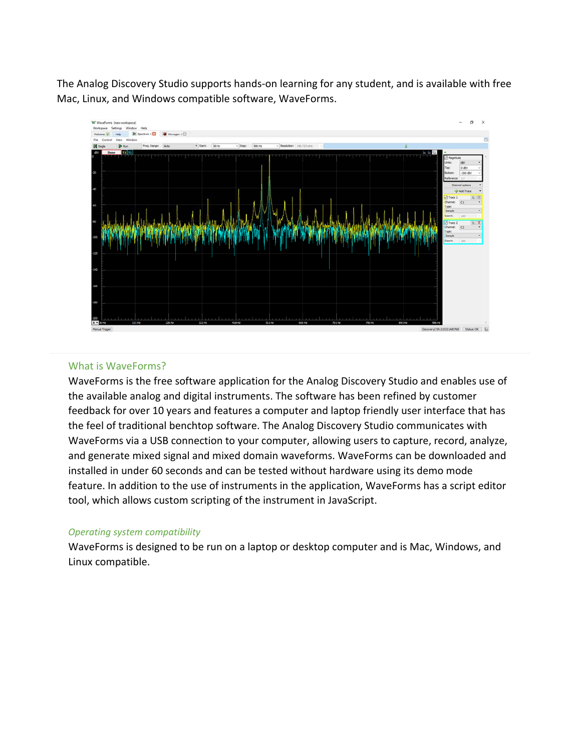The Analog Discovery Studio supports hands-on learning for any student, and is available with free Mac, Linux, and Windows compatible software, WaveForms.

## What is WaveForms?

WaveForms is the free software application for the Analog Discovery Studio and enables use of the available analog and digital instruments. The software has been refined by customer feedback for over 10 years and features a computer and laptop friendly user interface that has the feel of traditional benchtop software. The Analog Discovery Studio communicates with WaveForms via a USB connection to your computer, allowing users to capture, record, analyze, and generate mixed signal and mixed domain waveforms. WaveForms can be downloaded and installed in under 60 seconds and can be tested without hardware using its demo mode feature. In addition to the use of instruments in the application, WaveForms has a script editor tool, which allows custom scripting of the instrument in JavaScript.

### *Operating system compatibility*

WaveForms is designed to be run on a laptop or desktop computer and is Mac, Windows, and Linux compatible.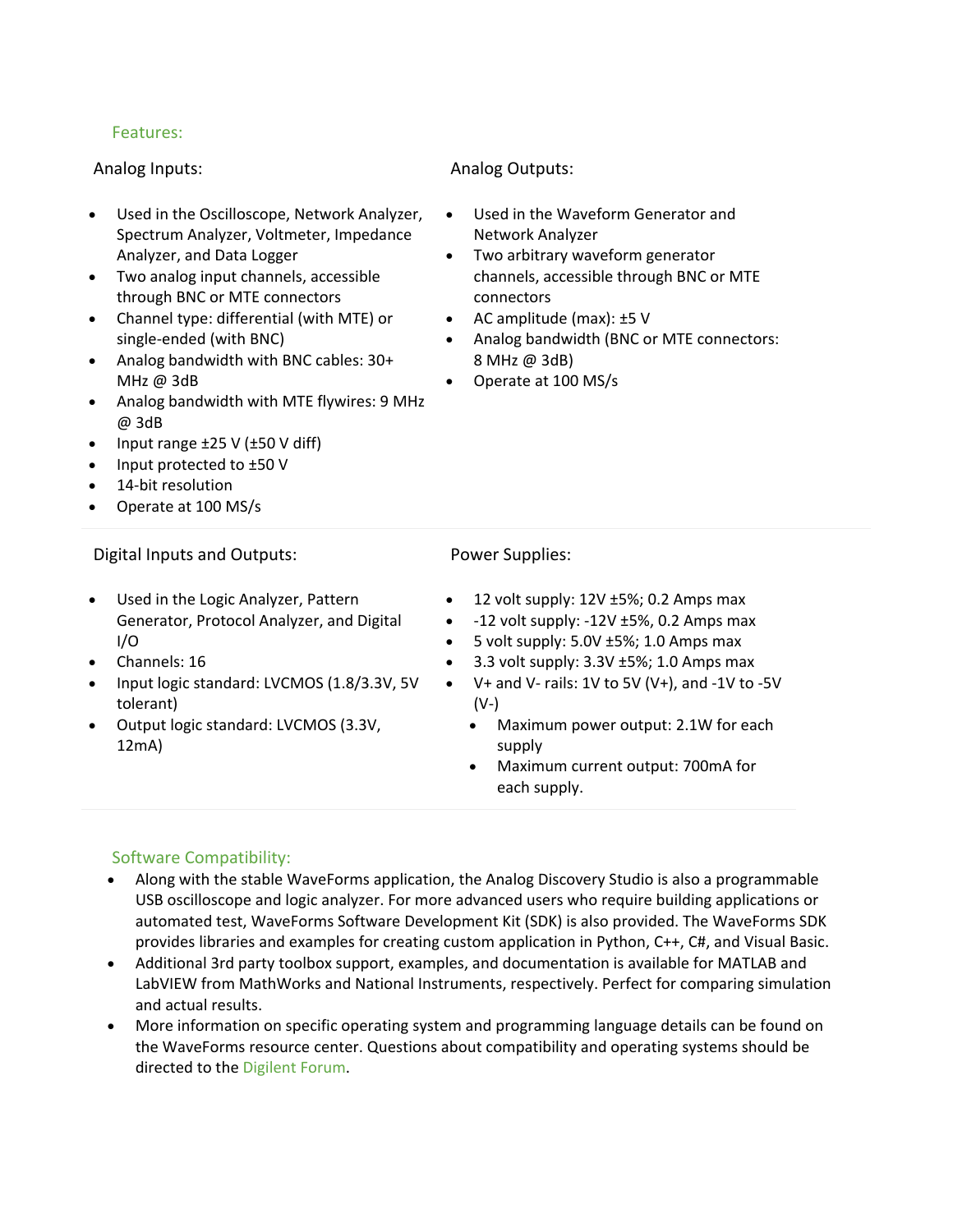## Features:

### Analog Inputs:

- Used in the Oscilloscope, Network Analyzer, Spectrum Analyzer, Voltmeter, Impedance Analyzer, and Data Logger
- Two analog input channels, accessible through BNC or MTE connectors
- Channel type: differential (with MTE) or single-ended (with BNC)
- Analog bandwidth with BNC cables: 30+ MHz @ 3dB
- Analog bandwidth with MTE flywires: 9 MHz @ 3dB
- Input range ±25 V (±50 V diff)
- Input protected to ±50 V
- 14-bit resolution
- Operate at 100 MS/s

### Analog Outputs:

- Used in the Waveform Generator and Network Analyzer
- Two arbitrary waveform generator channels, accessible through BNC or MTE connectors
- AC amplitude (max): ±5 V
- Analog bandwidth (BNC or MTE connectors: 8 MHz @ 3dB)
- Operate at 100 MS/s

### Digital Inputs and Outputs:

- Used in the Logic Analyzer, Pattern Generator, Protocol Analyzer, and Digital I/O
- Channels: 16
- Input logic standard: LVCMOS (1.8/3.3V, 5V tolerant)
- Output logic standard: LVCMOS (3.3V, 12mA)

### Power Supplies:

- 12 volt supply: 12V ±5%; 0.2 Amps max
- -12 volt supply: -12V ±5%, 0.2 Amps max
- 5 volt supply: 5.0V ±5%; 1.0 Amps max
- 3.3 volt supply: 3.3V ±5%; 1.0 Amps max
- V+ and V- rails: 1V to 5V (V+), and -1V to -5V (V-)
  - Maximum power output: 2.1W for each supply
  - Maximum current output: 700mA for each supply.

## Software Compatibility:

- Along with the stable WaveForms application, the Analog Discovery Studio is also a programmable USB oscilloscope and logic analyzer. For more advanced users who require building applications or automated test, WaveForms Software Development Kit (SDK) is also provided. The WaveForms SDK provides libraries and examples for creating custom application in Python, C++, C#, and Visual Basic.
- Additional 3rd party toolbox support, examples, and documentation is available for MATLAB and LabVIEW from MathWorks and National Instruments, respectively. Perfect for comparing simulation and actual results.
- More information on specific operating system and programming language details can be found on the WaveForms resource center. Questions about compatibility and operating systems should be directed to the Digilent Forum.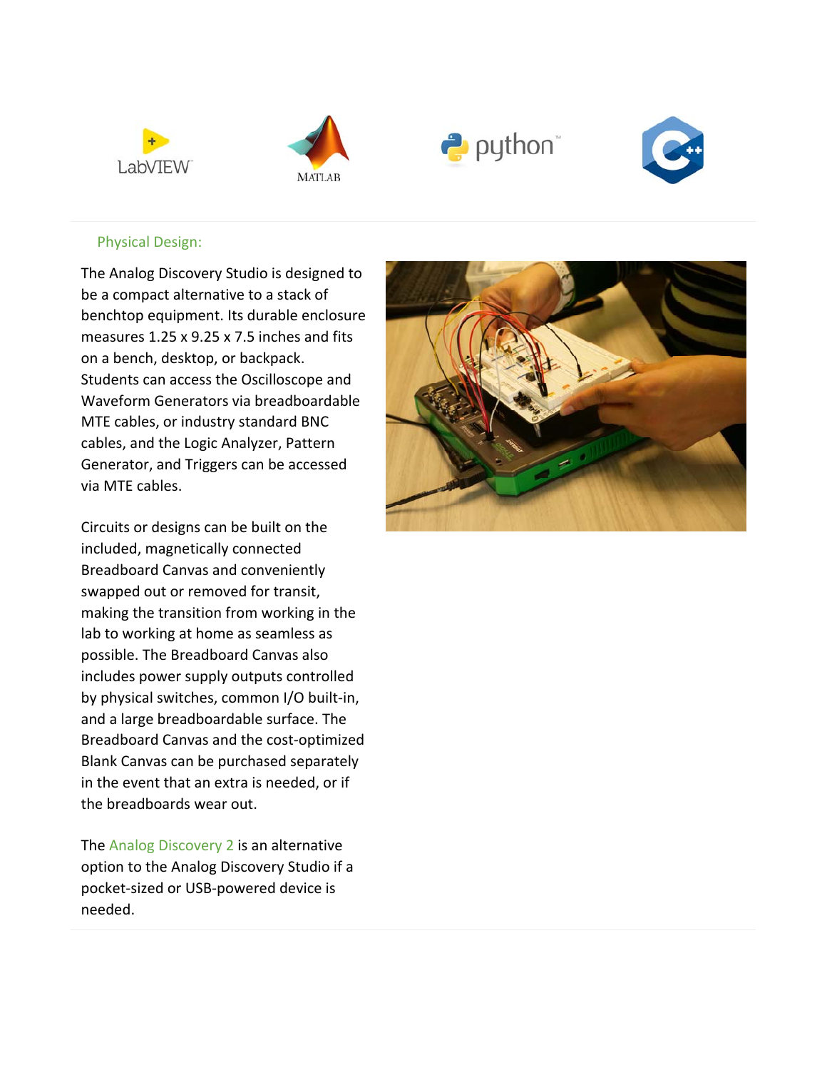LabVIEW MATLAB python

## Physical Design:

The Analog Discovery Studio is designed to be a compact alternative to a stack of benchtop equipment. Its durable enclosure measures 1.25 x 9.25 x 7.5 inches and fits on a bench, desktop, or backpack. Students can access the Oscilloscope and Waveform Generators via breadboardable MTE cables, or industry standard BNC cables, and the Logic Analyzer, Pattern Generator, and Triggers can be accessed via MTE cables.

Circuits or designs can be built on the included, magnetically connected Breadboard Canvas and conveniently swapped out or removed for transit, making the transition from working in the lab to working at home as seamless as possible. The Breadboard Canvas also includes power supply outputs controlled by physical switches, common I/O built-in, and a large breadboardable surface. The Breadboard Canvas and the cost-optimized Blank Canvas can be purchased separately in the event that an extra is needed, or if the breadboards wear out.

The Analog Discovery 2 is an alternative option to the Analog Discovery Studio if a pocket-sized or USB-powered device is needed.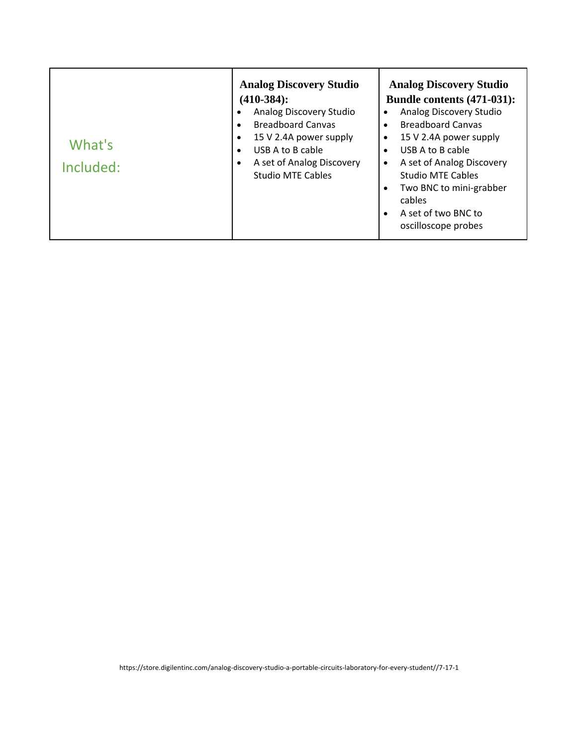| | | |
|---|---|---|
| What's Included: | **Analog Discovery Studio (410-384):**<br>• Analog Discovery Studio<br>• Breadboard Canvas<br>• 15 V 2.4A power supply<br>• USB A to B cable<br>• A set of Analog Discovery Studio MTE Cables | **Analog Discovery Studio Bundle contents (471-031):**<br>• Analog Discovery Studio<br>• Breadboard Canvas<br>• 15 V 2.4A power supply<br>• USB A to B cable<br>• A set of Analog Discovery Studio MTE Cables<br>• Two BNC to mini-grabber cables<br>• A set of two BNC to oscilloscope probes |

https://store.digilentinc.com/analog-discovery-studio-a-portable-circuits-laboratory-for-every-student//7-17-1